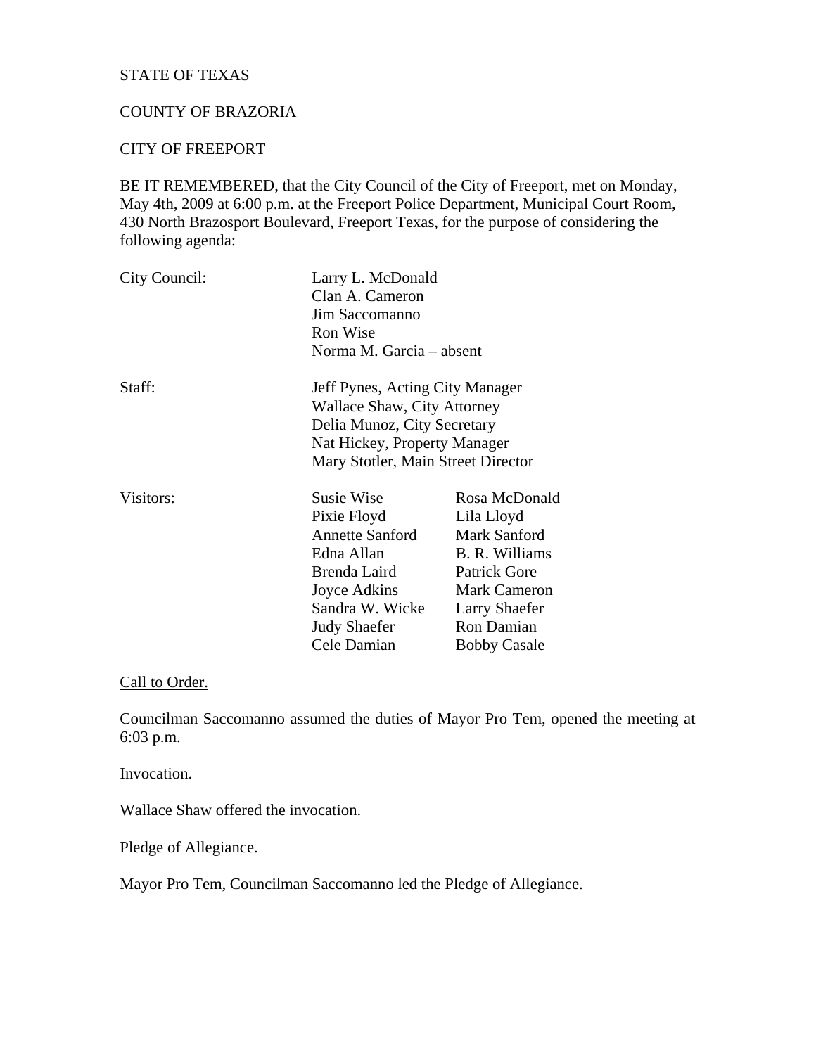STATE OF TEXAS

COUNTY OF BRAZORIA

CITY OF FREEPORT

BE IT REMEMBERED, that the City Council of the City of Freeport, met on Monday, May 4th, 2009 at 6:00 p.m. at the Freeport Police Department, Municipal Court Room, 430 North Brazosport Boulevard, Freeport Texas, for the purpose of considering the following agenda:

| | | |
|---|---|---|
| City Council: | Larry L. McDonald | |
| | Clan A. Cameron | |
| | Jim Saccomanno | |
| | Ron Wise | |
| | Norma M. Garcia – absent | |
| Staff: | Jeff Pynes, Acting City Manager | |
| | Wallace Shaw, City Attorney | |
| | Delia Munoz, City Secretary | |
| | Nat Hickey, Property Manager | |
| | Mary Stotler, Main Street Director | |
| Visitors: | Susie Wise | Rosa McDonald |
| | Pixie Floyd | Lila Lloyd |
| | Annette Sanford | Mark Sanford |
| | Edna Allan | B. R. Williams |
| | Brenda Laird | Patrick Gore |
| | Joyce Adkins | Mark Cameron |
| | Sandra W. Wicke | Larry Shaefer |
| | Judy Shaefer | Ron Damian |
| | Cele Damian | Bobby Casale |

Call to Order.

Councilman Saccomanno assumed the duties of Mayor Pro Tem, opened the meeting at 6:03 p.m.

Invocation.

Wallace Shaw offered the invocation.

Pledge of Allegiance.

Mayor Pro Tem, Councilman Saccomanno led the Pledge of Allegiance.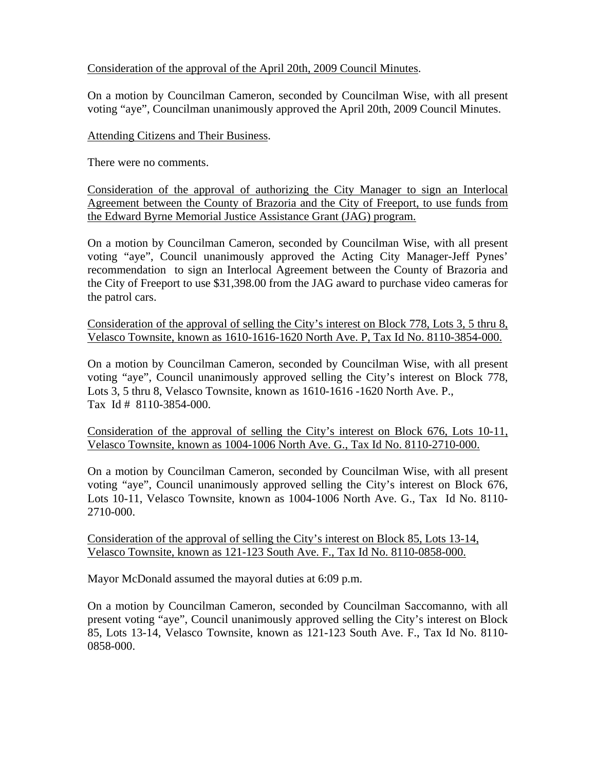<u>Consideration of the approval of the April 20th, 2009 Council Minutes</u>.

On a motion by Councilman Cameron, seconded by Councilman Wise, with all present voting "aye", Councilman unanimously approved the April 20th, 2009 Council Minutes.

<u>Attending Citizens and Their Business</u>.

There were no comments.

<u>Consideration of the approval of authorizing the City Manager to sign an Interlocal Agreement between the County of Brazoria and the City of Freeport, to use funds from the Edward Byrne Memorial Justice Assistance Grant (JAG) program.</u>

On a motion by Councilman Cameron, seconded by Councilman Wise, with all present voting "aye", Council unanimously approved the Acting City Manager-Jeff Pynes' recommendation to sign an Interlocal Agreement between the County of Brazoria and the City of Freeport to use $31,398.00 from the JAG award to purchase video cameras for the patrol cars.

<u>Consideration of the approval of selling the City's interest on Block 778, Lots 3, 5 thru 8, Velasco Townsite, known as 1610-1616-1620 North Ave. P, Tax Id No. 8110-3854-000.</u>

On a motion by Councilman Cameron, seconded by Councilman Wise, with all present voting "aye", Council unanimously approved selling the City's interest on Block 778, Lots 3, 5 thru 8, Velasco Townsite, known as 1610-1616 -1620 North Ave. P., Tax Id # 8110-3854-000.

<u>Consideration of the approval of selling the City's interest on Block 676, Lots 10-11, Velasco Townsite, known as 1004-1006 North Ave. G., Tax Id No. 8110-2710-000.</u>

On a motion by Councilman Cameron, seconded by Councilman Wise, with all present voting "aye", Council unanimously approved selling the City's interest on Block 676, Lots 10-11, Velasco Townsite, known as 1004-1006 North Ave. G., Tax Id No. 8110-2710-000.

<u>Consideration of the approval of selling the City's interest on Block 85, Lots 13-14, Velasco Townsite, known as 121-123 South Ave. F., Tax Id No. 8110-0858-000.</u>

Mayor McDonald assumed the mayoral duties at 6:09 p.m.

On a motion by Councilman Cameron, seconded by Councilman Saccomanno, with all present voting "aye", Council unanimously approved selling the City's interest on Block 85, Lots 13-14, Velasco Townsite, known as 121-123 South Ave. F., Tax Id No. 8110-0858-000.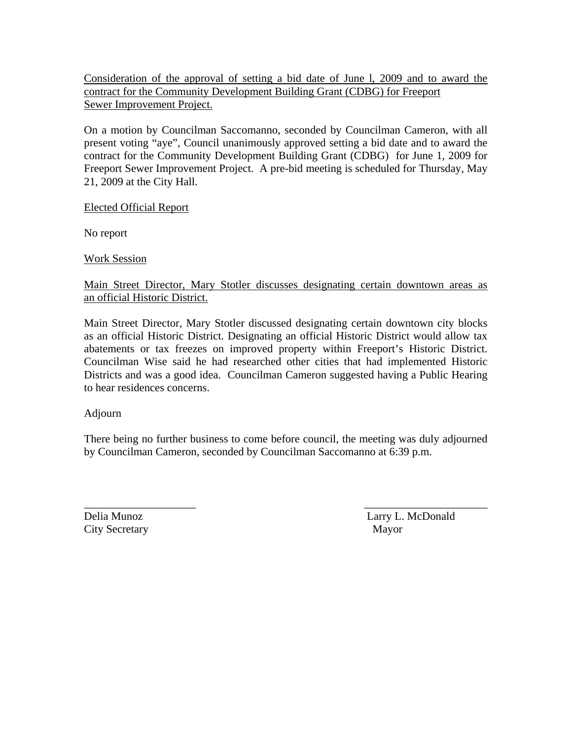Consideration of the approval of setting a bid date of June l, 2009 and to award the contract for the Community Development Building Grant (CDBG) for Freeport Sewer Improvement Project.

On a motion by Councilman Saccomanno, seconded by Councilman Cameron, with all present voting "aye", Council unanimously approved setting a bid date and to award the contract for the Community Development Building Grant (CDBG) for June 1, 2009 for Freeport Sewer Improvement Project. A pre-bid meeting is scheduled for Thursday, May 21, 2009 at the City Hall.

Elected Official Report

No report

Work Session

Main Street Director, Mary Stotler discusses designating certain downtown areas as an official Historic District.

Main Street Director, Mary Stotler discussed designating certain downtown city blocks as an official Historic District. Designating an official Historic District would allow tax abatements or tax freezes on improved property within Freeport's Historic District. Councilman Wise said he had researched other cities that had implemented Historic Districts and was a good idea. Councilman Cameron suggested having a Public Hearing to hear residences concerns.

Adjourn

There being no further business to come before council, the meeting was duly adjourned by Councilman Cameron, seconded by Councilman Saccomanno at 6:39 p.m.

\_\_\_\_\_\_\_\_\_\_\_\_\_\_\_\_\_\_\_\_ \_\_\_\_\_\_\_\_\_\_\_\_\_\_\_\_\_\_\_\_\_\_

Delia Munoz
City Secretary

Larry L. McDonald
Mayor